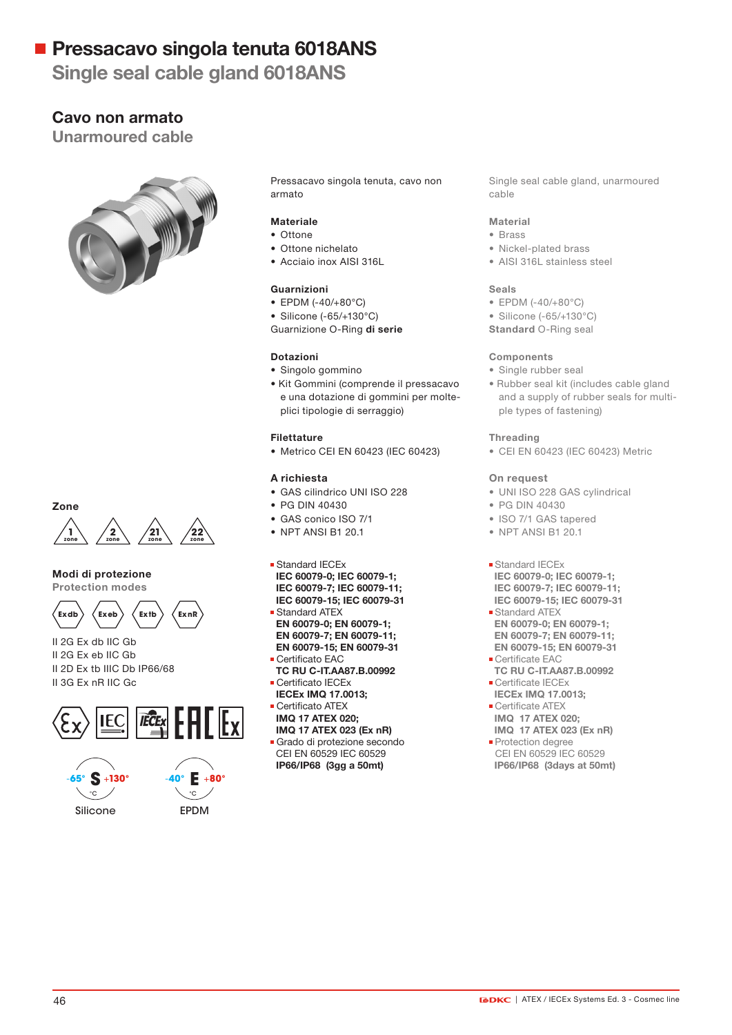# Pressacavo singola tenuta 6018ANS

## Single seal cable gland 6018ANS

### Cavo non armato

### Unarmoured cable

Pressacavo singola tenuta, cavo non armato

Single seal cable gland, unarmoured cable

**Materiale**
- Ottone
- Ottone nichelato
- Acciaio inox AISI 316L

**Material**
- Brass
- Nickel-plated brass
- AISI 316L stainless steel

**Guarnizioni**
- EPDM (-40/+80°C)
- Silicone (-65/+130°C)

Guarnizione O-Ring **di serie**

**Seals**
- EPDM (-40/+80°C)
- Silicone (-65/+130°C)

**Standard** O-Ring seal

**Dotazioni**
- Singolo gommino
- Kit Gommini (comprende il pressacavo e una dotazione di gommini per molteplici tipologie di serraggio)

**Components**
- Single rubber seal
- Rubber seal kit (includes cable gland and a supply of rubber seals for multiple types of fastening)

**Filettature**
- Metrico CEI EN 60423 (IEC 60423)

**Threading**
- CEI EN 60423 (IEC 60423) Metric

**A richiesta**
- GAS cilindrico UNI ISO 228
- PG DIN 40430
- GAS conico ISO 7/1
- NPT ANSI B1 20.1

**On request**
- UNI ISO 228 GAS cylindrical
- PG DIN 40430
- ISO 7/1 GAS tapered
- NPT ANSI B1 20.1

**Zone**

1 zone, 2 zone, 21 zone, 22 zone

**Modi di protezione**

**Protection modes**

Exdb, Exeb, Extb, ExnR

II 2G Ex db IIC Gb
II 2G Ex eb IIC Gb
II 2D Ex tb IIIC Db IP66/68
II 3G Ex nR IIC Gc

- Standard IECEx
  **IEC 60079-0; IEC 60079-1; IEC 60079-7; IEC 60079-11; IEC 60079-15; IEC 60079-31**
- Standard ATEX
  **EN 60079-0; EN 60079-1; EN 60079-7; EN 60079-11; EN 60079-15; EN 60079-31**
- Certificato EAC
  **TC RU C-IT.AA87.B.00992**
- Certificato IECEx
  **IECEx IMQ 17.0013;**
- Certificato ATEX
  **IMQ 17 ATEX 020;**
  **IMQ 17 ATEX 023 (Ex nR)**
- Grado di protezione secondo
  CEI EN 60529 IEC 60529
  **IP66/IP68 (3gg a 50mt)**

- Standard IECEx
  **IEC 60079-0; IEC 60079-1; IEC 60079-7; IEC 60079-11; IEC 60079-15; IEC 60079-31**
- Standard ATEX
  **EN 60079-0; EN 60079-1; EN 60079-7; EN 60079-11; EN 60079-15; EN 60079-31**
- Certificate EAC
  **TC RU C-IT.AA87.B.00992**
- Certificate IECEx
  **IECEx IMQ 17.0013;**
- Certificate ATEX
  **IMQ 17 ATEX 020;**
  **IMQ 17 ATEX 023 (Ex nR)**
- Protection degree
  CEI EN 60529 IEC 60529
  **IP66/IP68 (3days at 50mt)**

-65° S +130° °C — Silicone

-40° E +80° °C — EPDM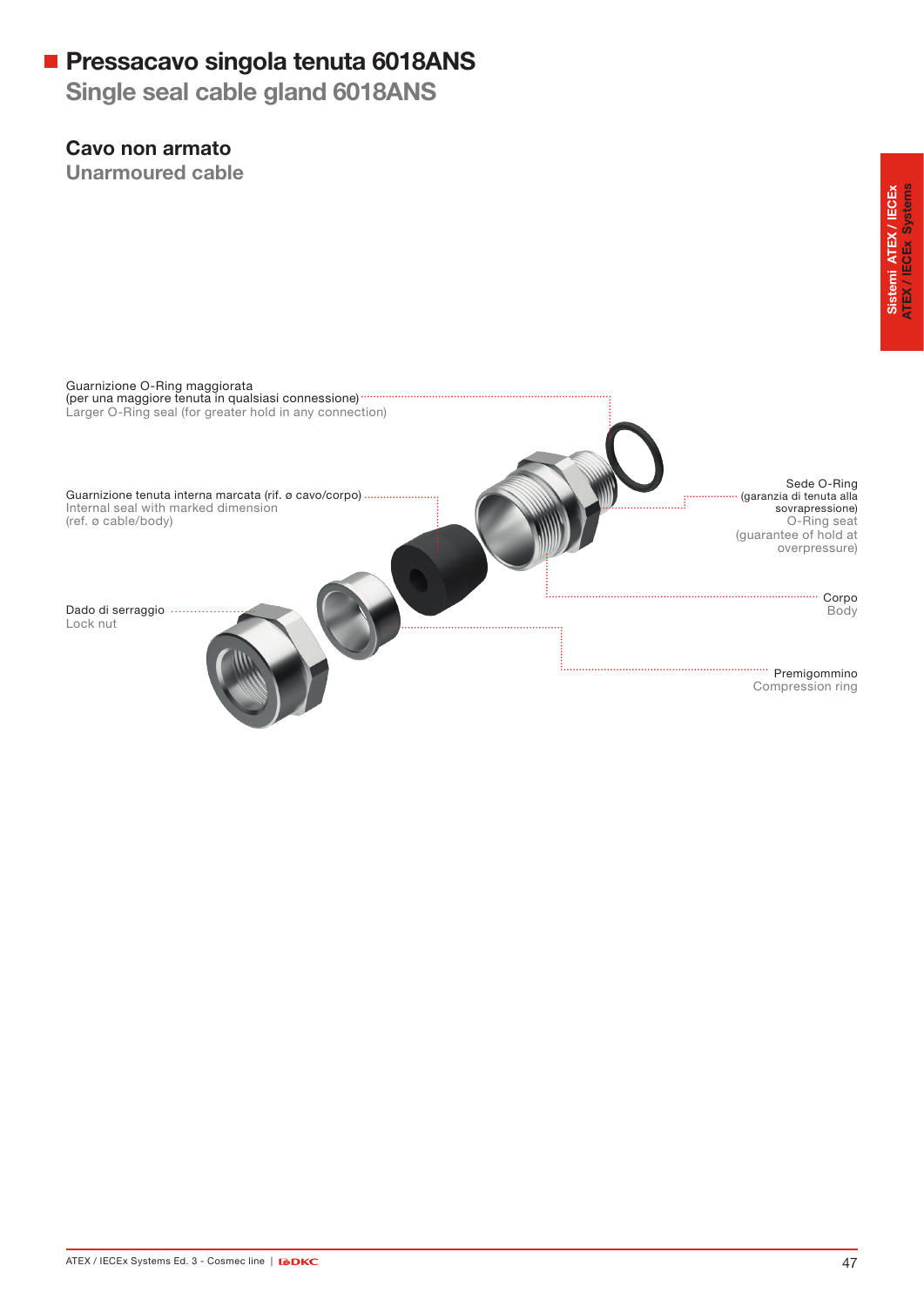# Pressacavo singola tenuta 6018ANS

## Single seal cable gland 6018ANS

### Cavo non armato

### Unarmoured cable

Guarnizione O-Ring maggiorata
(per una maggiore tenuta in qualsiasi connessione)
Larger O-Ring seal (for greater hold in any connection)

Guarnizione tenuta interna marcata (rif. ø cavo/corpo)
Internal seal with marked dimension
(ref. ø cable/body)

Dado di serraggio
Lock nut

Sede O-Ring
(garanzia di tenuta alla sovrapressione)
O-Ring seat
(guarantee of hold at overpressure)

Corpo
Body

Premigommino
Compression ring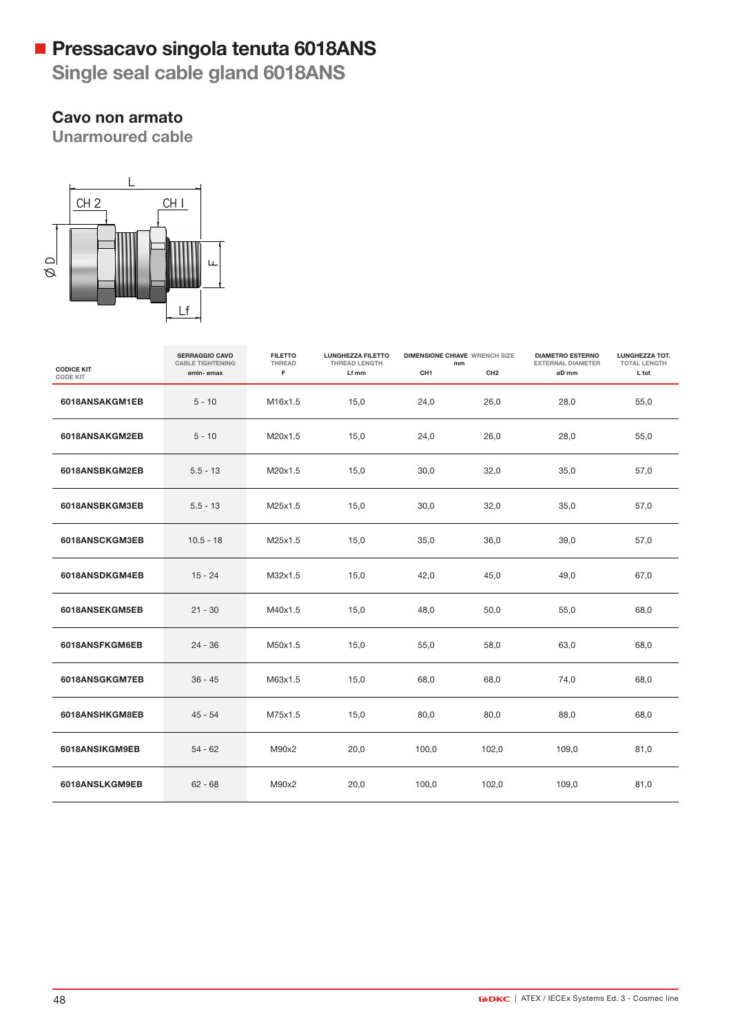# Pressacavo singola tenuta 6018ANS

## Single seal cable gland 6018ANS

### Cavo non armato

### Unarmoured cable

| CODICE KIT CODE KIT | SERRAGGIO CAVO CABLE TIGHTENING ømin- ømax | FILETTO THREAD F | LUNGHEZZA FILETTO THREAD LENGTH Lf mm | DIMENSIONE CHIAVE WRENCH SIZE mm CH1 | CH2 | DIAMETRO ESTERNO EXTERNAL DIAMETER øD mm | LUNGHEZZA TOT. TOTAL LENGTH L tot |
|---|---|---|---|---|---|---|---|
| **6018ANSAKGM1EB** | 5 - 10 | M16x1.5 | 15,0 | 24,0 | 26,0 | 28,0 | 55,0 |
| **6018ANSAKGM2EB** | 5 - 10 | M20x1.5 | 15,0 | 24,0 | 26,0 | 28,0 | 55,0 |
| **6018ANSBKGM2EB** | 5.5 - 13 | M20x1.5 | 15,0 | 30,0 | 32,0 | 35,0 | 57,0 |
| **6018ANSBKGM3EB** | 5.5 - 13 | M25x1.5 | 15,0 | 30,0 | 32,0 | 35,0 | 57,0 |
| **6018ANSCKGM3EB** | 10.5 - 18 | M25x1.5 | 15,0 | 35,0 | 36,0 | 39,0 | 57,0 |
| **6018ANSDKGM4EB** | 15 - 24 | M32x1.5 | 15,0 | 42,0 | 45,0 | 49,0 | 67,0 |
| **6018ANSEKGM5EB** | 21 - 30 | M40x1.5 | 15,0 | 48,0 | 50,0 | 55,0 | 68,0 |
| **6018ANSFKGM6EB** | 24 - 36 | M50x1.5 | 15,0 | 55,0 | 58,0 | 63,0 | 68,0 |
| **6018ANSGKGM7EB** | 36 - 45 | M63x1.5 | 15,0 | 68,0 | 68,0 | 74,0 | 68,0 |
| **6018ANSHKGM8EB** | 45 - 54 | M75x1.5 | 15,0 | 80,0 | 80,0 | 88,0 | 68,0 |
| **6018ANSIKGM9EB** | 54 - 62 | M90x2 | 20,0 | 100,0 | 102,0 | 109,0 | 81,0 |
| **6018ANSLKGM9EB** | 62 - 68 | M90x2 | 20,0 | 100,0 | 102,0 | 109,0 | 81,0 |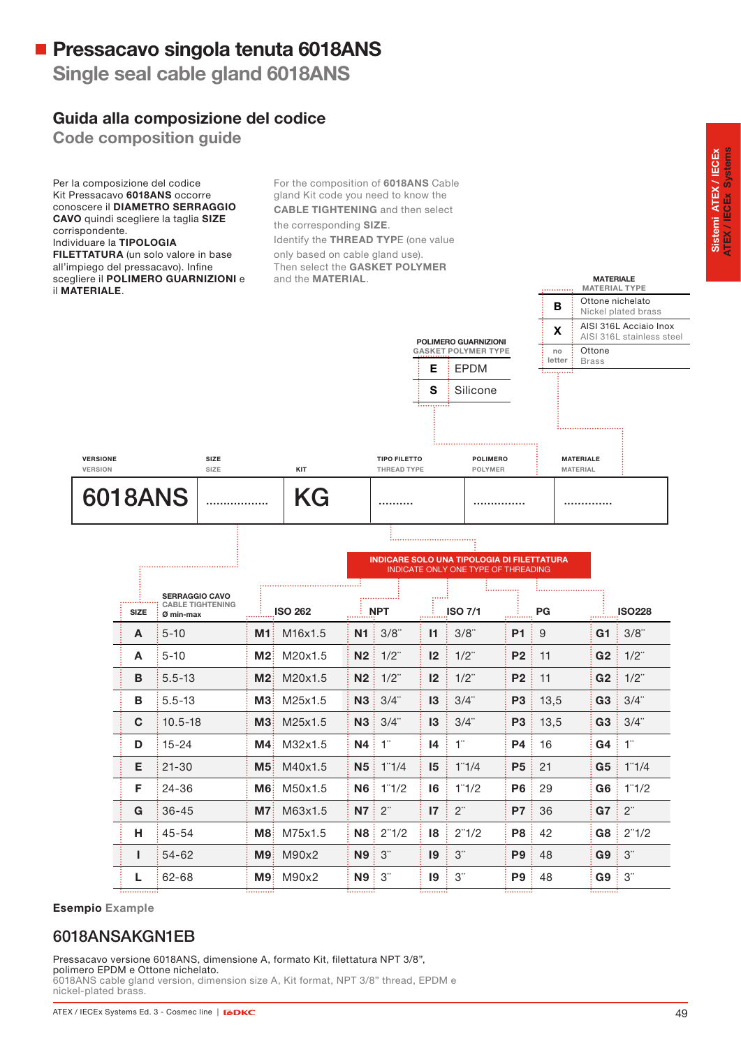# Pressacavo singola tenuta 6018ANS
## Single seal cable gland 6018ANS

### Guida alla composizione del codice
### Code composition guide

Per la composizione del codice Kit Pressacavo **6018ANS** occorre conoscere il **DIAMETRO SERRAGGIO CAVO** quindi scegliere la taglia **SIZE** corrispondente.
Individuare la **TIPOLOGIA FILETTATURA** (un solo valore in base all'impiego del pressacavo). Infine scegliere il **POLIMERO GUARNIZIONI** e il **MATERIALE**.

For the composition of **6018ANS** Cable gland Kit code you need to know the **CABLE TIGHTENING** and then select the corresponding **SIZE**.
Identify the **THREAD TYPE** (one value only based on cable gland use).
Then select the **GASKET POLYMER** and the **MATERIAL**.

**MATERIALE** / MATERIAL TYPE

| | |
|---|---|
| **B** | Ottone nichelato / Nickel plated brass |
| **X** | AISI 316L Acciaio Inox / AISI 316L stainless steel |
| no letter | Ottone / Brass |

**POLIMERO GUARNIZIONI** / GASKET POLYMER TYPE

| | |
|---|---|
| **E** | EPDM |
| **S** | Silicone |

| VERSIONE / VERSION | SIZE / SIZE | KIT | TIPO FILETTO / THREAD TYPE | POLIMERO / POLYMER | MATERIALE / MATERIAL |
|---|---|---|---|---|---|
| 6018ANS | .................. | KG | .......... | ............... | .............. |

**INDICARE SOLO UNA TIPOLOGIA DI FILETTATURA**
INDICATE ONLY ONE TYPE OF THREADING

| SIZE | SERRAGGIO CAVO / CABLE TIGHTENING Ø min-max | ISO 262 | | NPT | | ISO 7/1 | | PG | | ISO228 | |
|---|---|---|---|---|---|---|---|---|---|---|---|
| **A** | 5-10 | **M1** | M16x1.5 | **N1** | 3/8" | **I1** | 3/8" | **P1** | 9 | **G1** | 3/8" |
| **A** | 5-10 | **M2** | M20x1.5 | **N2** | 1/2" | **I2** | 1/2" | **P2** | 11 | **G2** | 1/2" |
| **B** | 5.5-13 | **M2** | M20x1.5 | **N2** | 1/2" | **I2** | 1/2" | **P2** | 11 | **G2** | 1/2" |
| **B** | 5.5-13 | **M3** | M25x1.5 | **N3** | 3/4" | **I3** | 3/4" | **P3** | 13,5 | **G3** | 3/4" |
| **C** | 10.5-18 | **M3** | M25x1.5 | **N3** | 3/4" | **I3** | 3/4" | **P3** | 13,5 | **G3** | 3/4" |
| **D** | 15-24 | **M4** | M32x1.5 | **N4** | 1" | **I4** | 1" | **P4** | 16 | **G4** | 1" |
| **E** | 21-30 | **M5** | M40x1.5 | **N5** | 1"1/4 | **I5** | 1"1/4 | **P5** | 21 | **G5** | 1"1/4 |
| **F** | 24-36 | **M6** | M50x1.5 | **N6** | 1"1/2 | **I6** | 1"1/2 | **P6** | 29 | **G6** | 1"1/2 |
| **G** | 36-45 | **M7** | M63x1.5 | **N7** | 2" | **I7** | 2" | **P7** | 36 | **G7** | 2" |
| **H** | 45-54 | **M8** | M75x1.5 | **N8** | 2"1/2 | **I8** | 2"1/2 | **P8** | 42 | **G8** | 2"1/2 |
| **I** | 54-62 | **M9** | M90x2 | **N9** | 3" | **I9** | 3" | **P9** | 48 | **G9** | 3" |
| **L** | 62-68 | **M9** | M90x2 | **N9** | 3" | **I9** | 3" | **P9** | 48 | **G9** | 3" |

**Esempio** Example

## 6018ANSAKGN1EB

Pressacavo versione 6018ANS, dimensione A, formato Kit, filettatura NPT 3/8", polimero EPDM e Ottone nichelato.
6018ANS cable gland version, dimension size A, Kit format, NPT 3/8" thread, EPDM e nickel-plated brass.